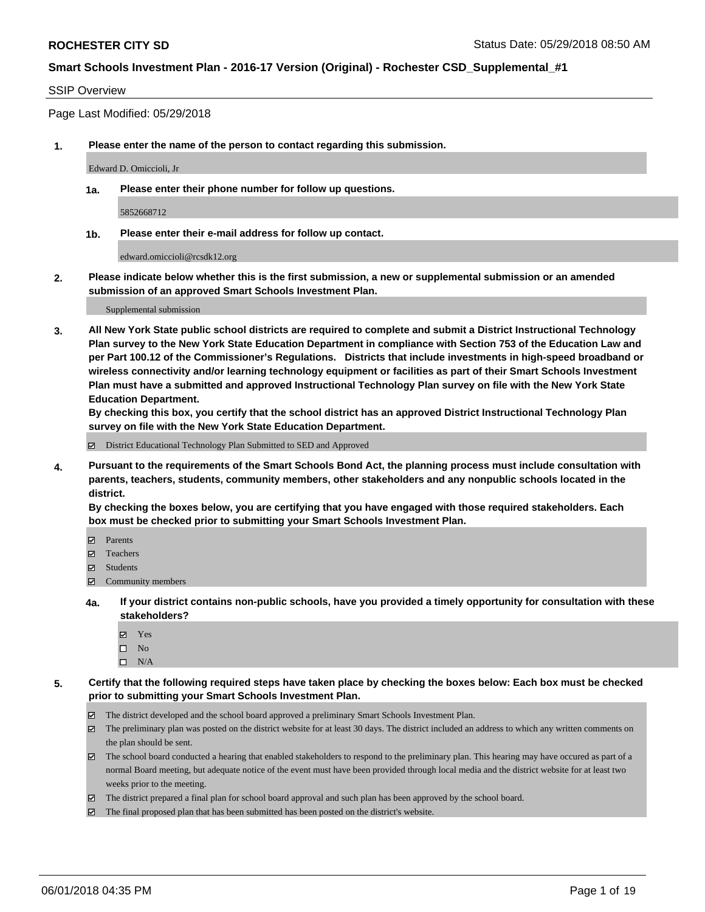**ROCHESTER CITY SD** Status Date: 05/29/2018 08:50 AM

**Smart Schools Investment Plan - 2016-17 Version (Original) - Rochester CSD_Supplemental_#1**

SSIP Overview

Page Last Modified: 05/29/2018

**1. Please enter the name of the person to contact regarding this submission.**

Edward D. Omiccioli, Jr

**1a. Please enter their phone number for follow up questions.**

5852668712

**1b. Please enter their e-mail address for follow up contact.**

edward.omiccioli@rcsdk12.org

**2. Please indicate below whether this is the first submission, a new or supplemental submission or an amended submission of an approved Smart Schools Investment Plan.**

Supplemental submission

**3. All New York State public school districts are required to complete and submit a District Instructional Technology Plan survey to the New York State Education Department in compliance with Section 753 of the Education Law and per Part 100.12 of the Commissioner's Regulations. Districts that include investments in high-speed broadband or wireless connectivity and/or learning technology equipment or facilities as part of their Smart Schools Investment Plan must have a submitted and approved Instructional Technology Plan survey on file with the New York State Education Department.**

**By checking this box, you certify that the school district has an approved District Instructional Technology Plan survey on file with the New York State Education Department.**

- [x] District Educational Technology Plan Submitted to SED and Approved

**4. Pursuant to the requirements of the Smart Schools Bond Act, the planning process must include consultation with parents, teachers, students, community members, other stakeholders and any nonpublic schools located in the district.**

**By checking the boxes below, you are certifying that you have engaged with those required stakeholders. Each box must be checked prior to submitting your Smart Schools Investment Plan.**

- [x] Parents
- [x] Teachers
- [x] Students
- [x] Community members

**4a. If your district contains non-public schools, have you provided a timely opportunity for consultation with these stakeholders?**

- [x] Yes
- [ ] No
- [ ] N/A

**5. Certify that the following required steps have taken place by checking the boxes below: Each box must be checked prior to submitting your Smart Schools Investment Plan.**

- [x] The district developed and the school board approved a preliminary Smart Schools Investment Plan.
- [x] The preliminary plan was posted on the district website for at least 30 days. The district included an address to which any written comments on the plan should be sent.
- [x] The school board conducted a hearing that enabled stakeholders to respond to the preliminary plan. This hearing may have occured as part of a normal Board meeting, but adequate notice of the event must have been provided through local media and the district website for at least two weeks prior to the meeting.
- [x] The district prepared a final plan for school board approval and such plan has been approved by the school board.
- [x] The final proposed plan that has been submitted has been posted on the district's website.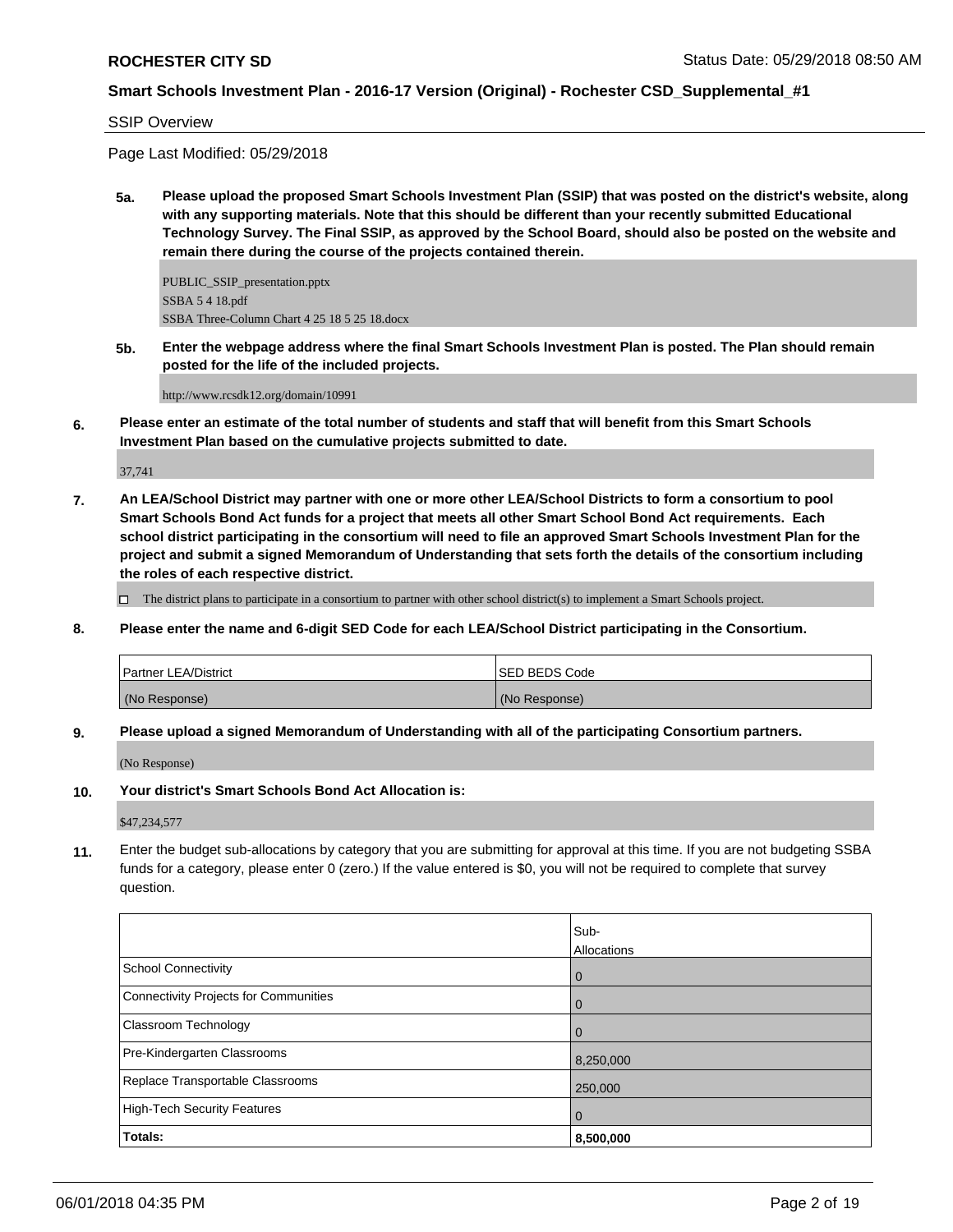SSIP Overview

Page Last Modified: 05/29/2018

**5a. Please upload the proposed Smart Schools Investment Plan (SSIP) that was posted on the district's website, along with any supporting materials. Note that this should be different than your recently submitted Educational Technology Survey. The Final SSIP, as approved by the School Board, should also be posted on the website and remain there during the course of the projects contained therein.**

PUBLIC_SSIP_presentation.pptx
SSBA 5 4 18.pdf
SSBA Three-Column Chart 4 25 18 5 25 18.docx

**5b. Enter the webpage address where the final Smart Schools Investment Plan is posted. The Plan should remain posted for the life of the included projects.**

http://www.rcsdk12.org/domain/10991

**6. Please enter an estimate of the total number of students and staff that will benefit from this Smart Schools Investment Plan based on the cumulative projects submitted to date.**

37,741

**7. An LEA/School District may partner with one or more other LEA/School Districts to form a consortium to pool Smart Schools Bond Act funds for a project that meets all other Smart School Bond Act requirements. Each school district participating in the consortium will need to file an approved Smart Schools Investment Plan for the project and submit a signed Memorandum of Understanding that sets forth the details of the consortium including the roles of each respective district.**

☐ The district plans to participate in a consortium to partner with other school district(s) to implement a Smart Schools project.

**8. Please enter the name and 6-digit SED Code for each LEA/School District participating in the Consortium.**

| Partner LEA/District | SED BEDS Code |
|---|---|
| (No Response) | (No Response) |

**9. Please upload a signed Memorandum of Understanding with all of the participating Consortium partners.**

(No Response)

**10. Your district's Smart Schools Bond Act Allocation is:**

$47,234,577

**11.** Enter the budget sub-allocations by category that you are submitting for approval at this time. If you are not budgeting SSBA funds for a category, please enter 0 (zero.) If the value entered is $0, you will not be required to complete that survey question.

| | Sub-Allocations |
|---|---|
| School Connectivity | 0 |
| Connectivity Projects for Communities | 0 |
| Classroom Technology | 0 |
| Pre-Kindergarten Classrooms | 8,250,000 |
| Replace Transportable Classrooms | 250,000 |
| High-Tech Security Features | 0 |
| **Totals:** | **8,500,000** |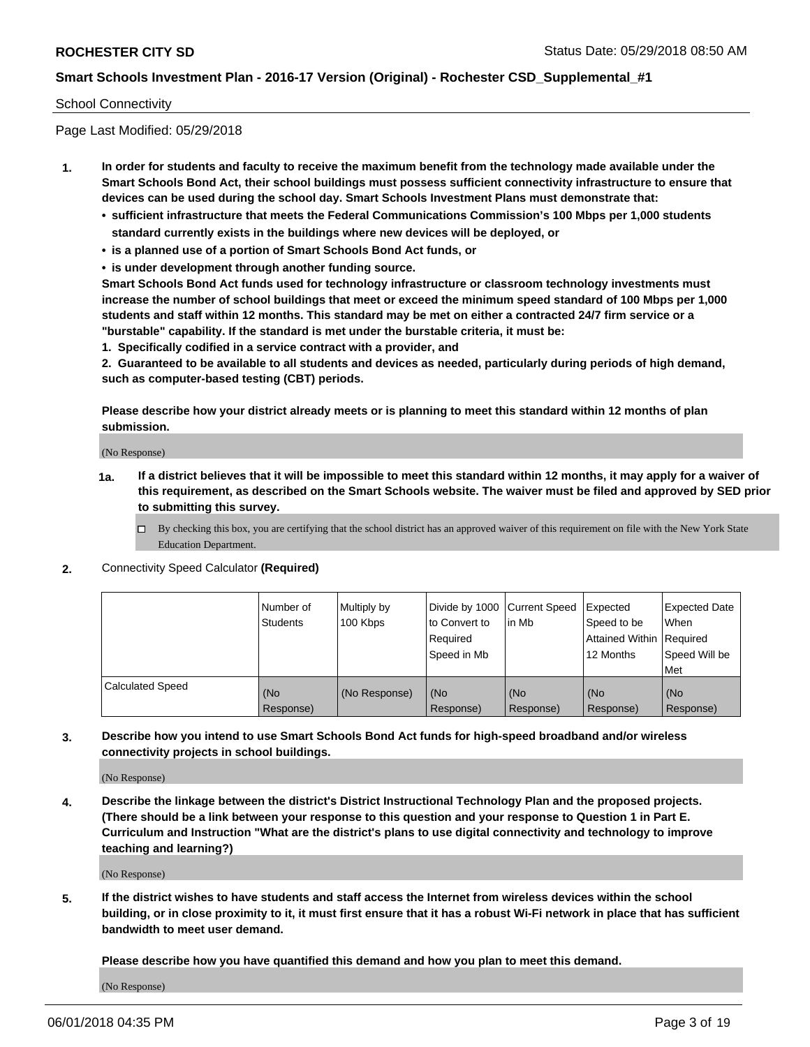School Connectivity

Page Last Modified: 05/29/2018

**1. In order for students and faculty to receive the maximum benefit from the technology made available under the Smart Schools Bond Act, their school buildings must possess sufficient connectivity infrastructure to ensure that devices can be used during the school day. Smart Schools Investment Plans must demonstrate that:**

- **sufficient infrastructure that meets the Federal Communications Commission's 100 Mbps per 1,000 students standard currently exists in the buildings where new devices will be deployed, or**
- **is a planned use of a portion of Smart Schools Bond Act funds, or**
- **is under development through another funding source.**

**Smart Schools Bond Act funds used for technology infrastructure or classroom technology investments must increase the number of school buildings that meet or exceed the minimum speed standard of 100 Mbps per 1,000 students and staff within 12 months. This standard may be met on either a contracted 24/7 firm service or a "burstable" capability. If the standard is met under the burstable criteria, it must be:**

**1. Specifically codified in a service contract with a provider, and**

**2. Guaranteed to be available to all students and devices as needed, particularly during periods of high demand, such as computer-based testing (CBT) periods.**

**Please describe how your district already meets or is planning to meet this standard within 12 months of plan submission.**

(No Response)

**1a. If a district believes that it will be impossible to meet this standard within 12 months, it may apply for a waiver of this requirement, as described on the Smart Schools website. The waiver must be filed and approved by SED prior to submitting this survey.**

☐ By checking this box, you are certifying that the school district has an approved waiver of this requirement on file with the New York State Education Department.

**2.** Connectivity Speed Calculator **(Required)**

| | Number of Students | Multiply by 100 Kbps | Divide by 1000 to Convert to Required Speed in Mb | Current Speed in Mb | Expected Speed to be Attained Within 12 Months | Expected Date When Required Speed Will be Met |
|---|---|---|---|---|---|---|
| Calculated Speed | (No Response) | (No Response) | (No Response) | (No Response) | (No Response) | (No Response) |

**3. Describe how you intend to use Smart Schools Bond Act funds for high-speed broadband and/or wireless connectivity projects in school buildings.**

(No Response)

**4. Describe the linkage between the district's District Instructional Technology Plan and the proposed projects. (There should be a link between your response to this question and your response to Question 1 in Part E. Curriculum and Instruction "What are the district's plans to use digital connectivity and technology to improve teaching and learning?)**

(No Response)

**5. If the district wishes to have students and staff access the Internet from wireless devices within the school building, or in close proximity to it, it must first ensure that it has a robust Wi-Fi network in place that has sufficient bandwidth to meet user demand.**

**Please describe how you have quantified this demand and how you plan to meet this demand.**

(No Response)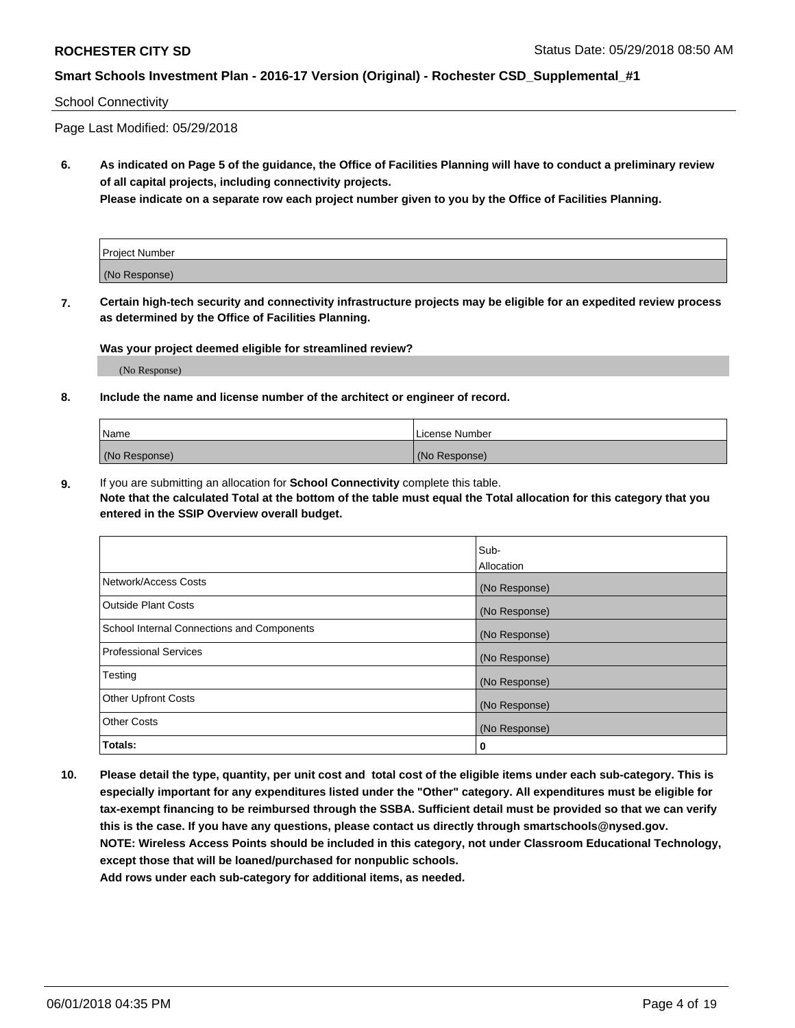School Connectivity

Page Last Modified: 05/29/2018

**6. As indicated on Page 5 of the guidance, the Office of Facilities Planning will have to conduct a preliminary review of all capital projects, including connectivity projects.**
**Please indicate on a separate row each project number given to you by the Office of Facilities Planning.**

| Project Number |
|---|
| (No Response) |

**7. Certain high-tech security and connectivity infrastructure projects may be eligible for an expedited review process as determined by the Office of Facilities Planning.**

**Was your project deemed eligible for streamlined review?**

(No Response)

**8. Include the name and license number of the architect or engineer of record.**

| Name | License Number |
|---|---|
| (No Response) | (No Response) |

**9.** If you are submitting an allocation for **School Connectivity** complete this table.
**Note that the calculated Total at the bottom of the table must equal the Total allocation for this category that you entered in the SSIP Overview overall budget.**

| | Sub-Allocation |
|---|---|
| Network/Access Costs | (No Response) |
| Outside Plant Costs | (No Response) |
| School Internal Connections and Components | (No Response) |
| Professional Services | (No Response) |
| Testing | (No Response) |
| Other Upfront Costs | (No Response) |
| Other Costs | (No Response) |
| **Totals:** | **0** |

**10. Please detail the type, quantity, per unit cost and total cost of the eligible items under each sub-category. This is especially important for any expenditures listed under the "Other" category. All expenditures must be eligible for tax-exempt financing to be reimbursed through the SSBA. Sufficient detail must be provided so that we can verify this is the case. If you have any questions, please contact us directly through smartschools@nysed.gov.**
**NOTE: Wireless Access Points should be included in this category, not under Classroom Educational Technology, except those that will be loaned/purchased for nonpublic schools.**
**Add rows under each sub-category for additional items, as needed.**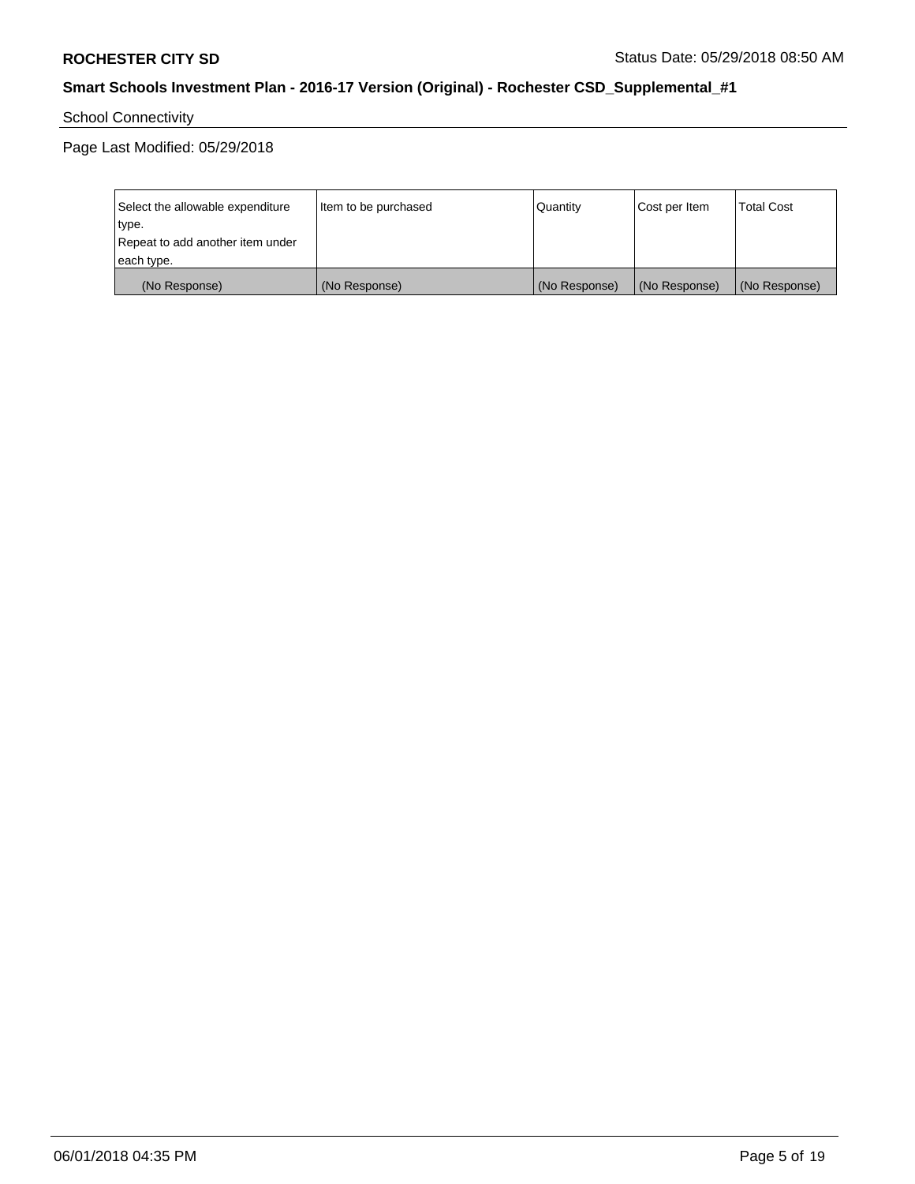School Connectivity

Page Last Modified: 05/29/2018

| Select the allowable expenditure type. Repeat to add another item under each type. | Item to be purchased | Quantity | Cost per Item | Total Cost |
|---|---|---|---|---|
| (No Response) | (No Response) | (No Response) | (No Response) | (No Response) |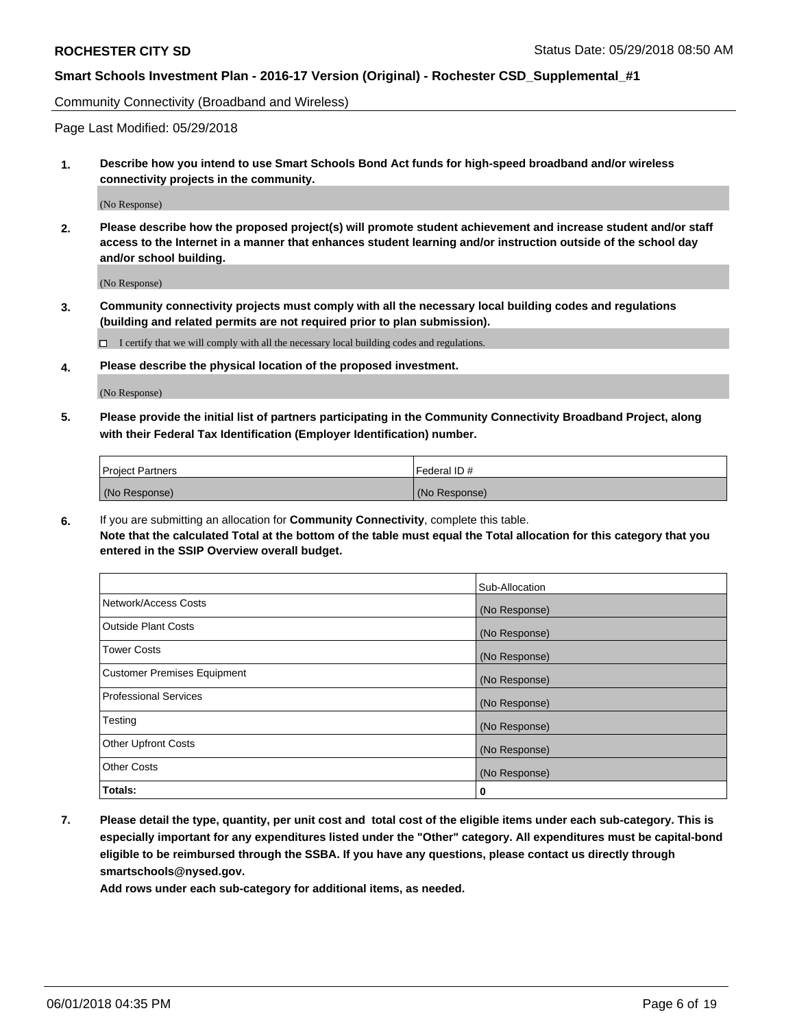Community Connectivity (Broadband and Wireless)

Page Last Modified: 05/29/2018

**1. Describe how you intend to use Smart Schools Bond Act funds for high-speed broadband and/or wireless connectivity projects in the community.**

(No Response)

**2. Please describe how the proposed project(s) will promote student achievement and increase student and/or staff access to the Internet in a manner that enhances student learning and/or instruction outside of the school day and/or school building.**

(No Response)

**3. Community connectivity projects must comply with all the necessary local building codes and regulations (building and related permits are not required prior to plan submission).**

☐ I certify that we will comply with all the necessary local building codes and regulations.

**4. Please describe the physical location of the proposed investment.**

(No Response)

**5. Please provide the initial list of partners participating in the Community Connectivity Broadband Project, along with their Federal Tax Identification (Employer Identification) number.**

| Project Partners | Federal ID # |
|---|---|
| (No Response) | (No Response) |

**6.** If you are submitting an allocation for **Community Connectivity**, complete this table.
**Note that the calculated Total at the bottom of the table must equal the Total allocation for this category that you entered in the SSIP Overview overall budget.**

| | Sub-Allocation |
|---|---|
| Network/Access Costs | (No Response) |
| Outside Plant Costs | (No Response) |
| Tower Costs | (No Response) |
| Customer Premises Equipment | (No Response) |
| Professional Services | (No Response) |
| Testing | (No Response) |
| Other Upfront Costs | (No Response) |
| Other Costs | (No Response) |
| **Totals:** | **0** |

**7. Please detail the type, quantity, per unit cost and total cost of the eligible items under each sub-category. This is especially important for any expenditures listed under the "Other" category. All expenditures must be capital-bond eligible to be reimbursed through the SSBA. If you have any questions, please contact us directly through smartschools@nysed.gov.**

**Add rows under each sub-category for additional items, as needed.**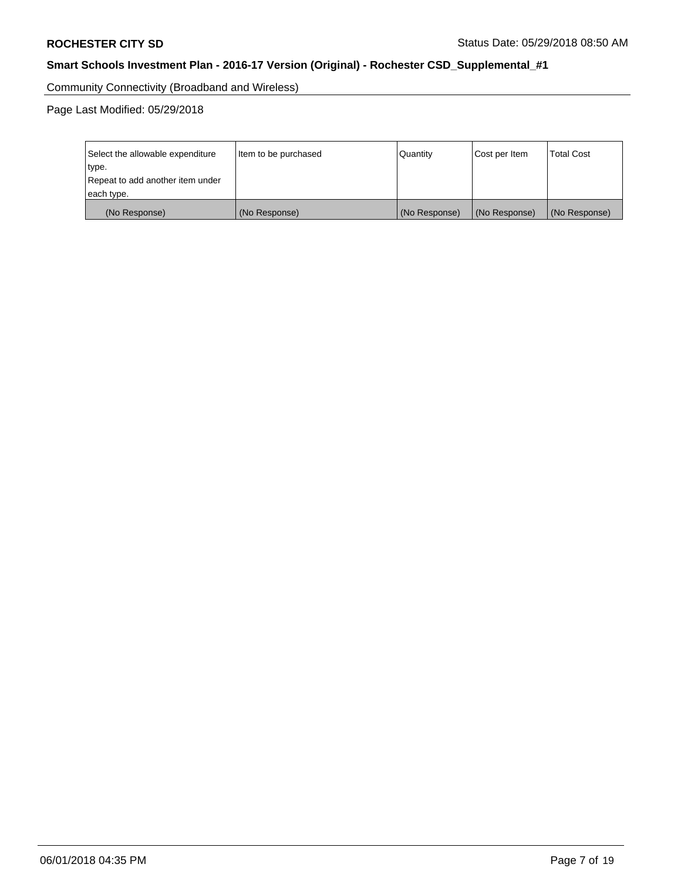Community Connectivity (Broadband and Wireless)

Page Last Modified: 05/29/2018

| Select the allowable expenditure type.<br>Repeat to add another item under each type. | Item to be purchased | Quantity | Cost per Item | Total Cost |
|---|---|---|---|---|
| (No Response) | (No Response) | (No Response) | (No Response) | (No Response) |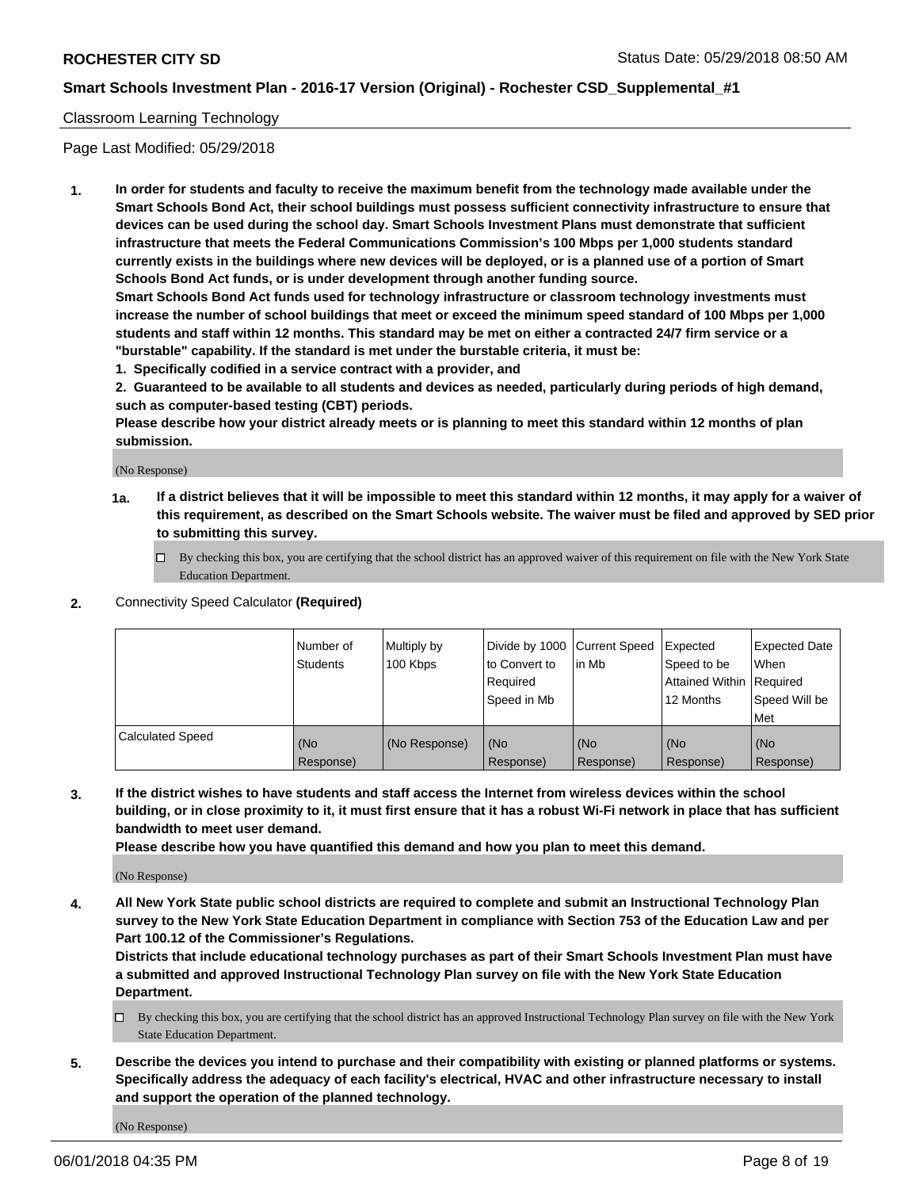Classroom Learning Technology

Page Last Modified: 05/29/2018

**1. In order for students and faculty to receive the maximum benefit from the technology made available under the Smart Schools Bond Act, their school buildings must possess sufficient connectivity infrastructure to ensure that devices can be used during the school day. Smart Schools Investment Plans must demonstrate that sufficient infrastructure that meets the Federal Communications Commission's 100 Mbps per 1,000 students standard currently exists in the buildings where new devices will be deployed, or is a planned use of a portion of Smart Schools Bond Act funds, or is under development through another funding source.**

**Smart Schools Bond Act funds used for technology infrastructure or classroom technology investments must increase the number of school buildings that meet or exceed the minimum speed standard of 100 Mbps per 1,000 students and staff within 12 months. This standard may be met on either a contracted 24/7 firm service or a "burstable" capability. If the standard is met under the burstable criteria, it must be:**

**1. Specifically codified in a service contract with a provider, and**

**2. Guaranteed to be available to all students and devices as needed, particularly during periods of high demand, such as computer-based testing (CBT) periods.**

**Please describe how your district already meets or is planning to meet this standard within 12 months of plan submission.**

(No Response)

**1a. If a district believes that it will be impossible to meet this standard within 12 months, it may apply for a waiver of this requirement, as described on the Smart Schools website. The waiver must be filed and approved by SED prior to submitting this survey.**

☐ By checking this box, you are certifying that the school district has an approved waiver of this requirement on file with the New York State Education Department.

**2.** Connectivity Speed Calculator **(Required)**

| | Number of Students | Multiply by 100 Kbps | Divide by 1000 to Convert to Required Speed in Mb | Current Speed in Mb | Expected Speed to be Attained Within 12 Months | Expected Date When Required Speed Will be Met |
|---|---|---|---|---|---|---|
| Calculated Speed | (No Response) | (No Response) | (No Response) | (No Response) | (No Response) | (No Response) |

**3. If the district wishes to have students and staff access the Internet from wireless devices within the school building, or in close proximity to it, it must first ensure that it has a robust Wi-Fi network in place that has sufficient bandwidth to meet user demand.**

**Please describe how you have quantified this demand and how you plan to meet this demand.**

(No Response)

**4. All New York State public school districts are required to complete and submit an Instructional Technology Plan survey to the New York State Education Department in compliance with Section 753 of the Education Law and per Part 100.12 of the Commissioner's Regulations.**

**Districts that include educational technology purchases as part of their Smart Schools Investment Plan must have a submitted and approved Instructional Technology Plan survey on file with the New York State Education Department.**

☐ By checking this box, you are certifying that the school district has an approved Instructional Technology Plan survey on file with the New York State Education Department.

**5. Describe the devices you intend to purchase and their compatibility with existing or planned platforms or systems. Specifically address the adequacy of each facility's electrical, HVAC and other infrastructure necessary to install and support the operation of the planned technology.**

(No Response)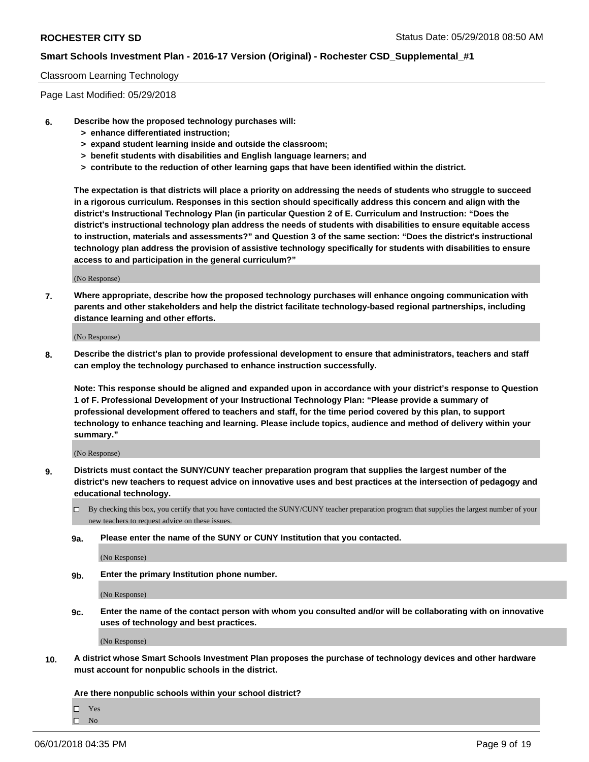Classroom Learning Technology

Page Last Modified: 05/29/2018

**6. Describe how the proposed technology purchases will:**
   - **> enhance differentiated instruction;**
   - **> expand student learning inside and outside the classroom;**
   - **> benefit students with disabilities and English language learners; and**
   - **> contribute to the reduction of other learning gaps that have been identified within the district.**

**The expectation is that districts will place a priority on addressing the needs of students who struggle to succeed in a rigorous curriculum. Responses in this section should specifically address this concern and align with the district's Instructional Technology Plan (in particular Question 2 of E. Curriculum and Instruction: "Does the district's instructional technology plan address the needs of students with disabilities to ensure equitable access to instruction, materials and assessments?" and Question 3 of the same section: "Does the district's instructional technology plan address the provision of assistive technology specifically for students with disabilities to ensure access to and participation in the general curriculum?"**

(No Response)

**7. Where appropriate, describe how the proposed technology purchases will enhance ongoing communication with parents and other stakeholders and help the district facilitate technology-based regional partnerships, including distance learning and other efforts.**

(No Response)

**8. Describe the district's plan to provide professional development to ensure that administrators, teachers and staff can employ the technology purchased to enhance instruction successfully.**

**Note: This response should be aligned and expanded upon in accordance with your district's response to Question 1 of F. Professional Development of your Instructional Technology Plan: "Please provide a summary of professional development offered to teachers and staff, for the time period covered by this plan, to support technology to enhance teaching and learning. Please include topics, audience and method of delivery within your summary."**

(No Response)

**9. Districts must contact the SUNY/CUNY teacher preparation program that supplies the largest number of the district's new teachers to request advice on innovative uses and best practices at the intersection of pedagogy and educational technology.**

☐ By checking this box, you certify that you have contacted the SUNY/CUNY teacher preparation program that supplies the largest number of your new teachers to request advice on these issues.

**9a. Please enter the name of the SUNY or CUNY Institution that you contacted.**

(No Response)

**9b. Enter the primary Institution phone number.**

(No Response)

**9c. Enter the name of the contact person with whom you consulted and/or will be collaborating with on innovative uses of technology and best practices.**

(No Response)

**10. A district whose Smart Schools Investment Plan proposes the purchase of technology devices and other hardware must account for nonpublic schools in the district.**

**Are there nonpublic schools within your school district?**

☐ Yes
☐ No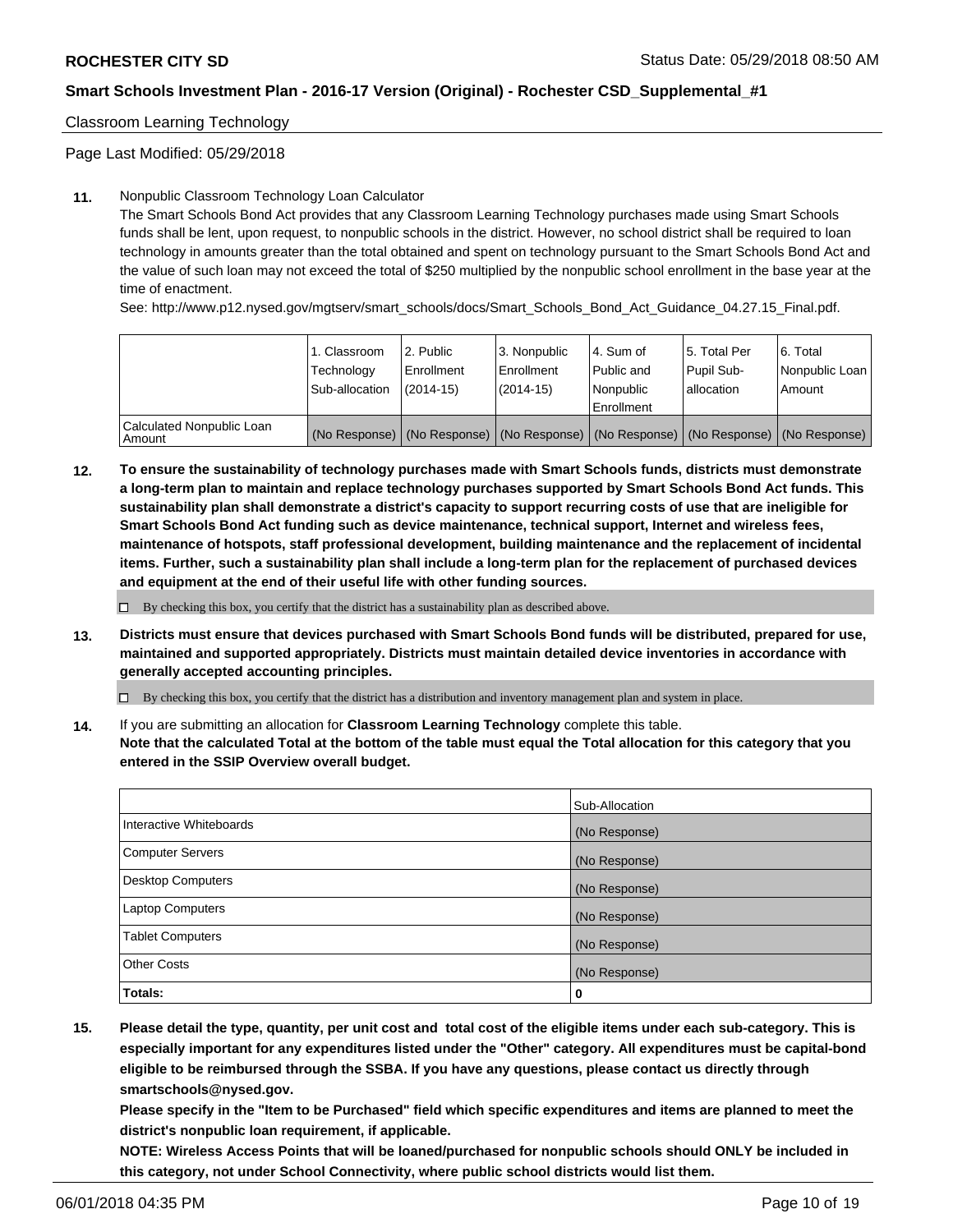Classroom Learning Technology

Page Last Modified: 05/29/2018

**11.** Nonpublic Classroom Technology Loan Calculator

The Smart Schools Bond Act provides that any Classroom Learning Technology purchases made using Smart Schools funds shall be lent, upon request, to nonpublic schools in the district. However, no school district shall be required to loan technology in amounts greater than the total obtained and spent on technology pursuant to the Smart Schools Bond Act and the value of such loan may not exceed the total of $250 multiplied by the nonpublic school enrollment in the base year at the time of enactment.

See: http://www.p12.nysed.gov/mgtserv/smart_schools/docs/Smart_Schools_Bond_Act_Guidance_04.27.15_Final.pdf.

| | 1. Classroom Technology Sub-allocation | 2. Public Enrollment (2014-15) | 3. Nonpublic Enrollment (2014-15) | 4. Sum of Public and Nonpublic Enrollment | 5. Total Per Pupil Sub-allocation | 6. Total Nonpublic Loan Amount |
|---|---|---|---|---|---|---|
| Calculated Nonpublic Loan Amount | (No Response) | (No Response) | (No Response) | (No Response) | (No Response) | (No Response) |

**12.** **To ensure the sustainability of technology purchases made with Smart Schools funds, districts must demonstrate a long-term plan to maintain and replace technology purchases supported by Smart Schools Bond Act funds. This sustainability plan shall demonstrate a district's capacity to support recurring costs of use that are ineligible for Smart Schools Bond Act funding such as device maintenance, technical support, Internet and wireless fees, maintenance of hotspots, staff professional development, building maintenance and the replacement of incidental items. Further, such a sustainability plan shall include a long-term plan for the replacement of purchased devices and equipment at the end of their useful life with other funding sources.**

☐ By checking this box, you certify that the district has a sustainability plan as described above.

**13.** **Districts must ensure that devices purchased with Smart Schools Bond funds will be distributed, prepared for use, maintained and supported appropriately. Districts must maintain detailed device inventories in accordance with generally accepted accounting principles.**

☐ By checking this box, you certify that the district has a distribution and inventory management plan and system in place.

**14.** If you are submitting an allocation for **Classroom Learning Technology** complete this table.
**Note that the calculated Total at the bottom of the table must equal the Total allocation for this category that you entered in the SSIP Overview overall budget.**

| | Sub-Allocation |
|---|---|
| Interactive Whiteboards | (No Response) |
| Computer Servers | (No Response) |
| Desktop Computers | (No Response) |
| Laptop Computers | (No Response) |
| Tablet Computers | (No Response) |
| Other Costs | (No Response) |
| **Totals:** | **0** |

**15.** **Please detail the type, quantity, per unit cost and total cost of the eligible items under each sub-category. This is especially important for any expenditures listed under the "Other" category. All expenditures must be capital-bond eligible to be reimbursed through the SSBA. If you have any questions, please contact us directly through smartschools@nysed.gov.**

**Please specify in the "Item to be Purchased" field which specific expenditures and items are planned to meet the district's nonpublic loan requirement, if applicable.**

**NOTE: Wireless Access Points that will be loaned/purchased for nonpublic schools should ONLY be included in this category, not under School Connectivity, where public school districts would list them.**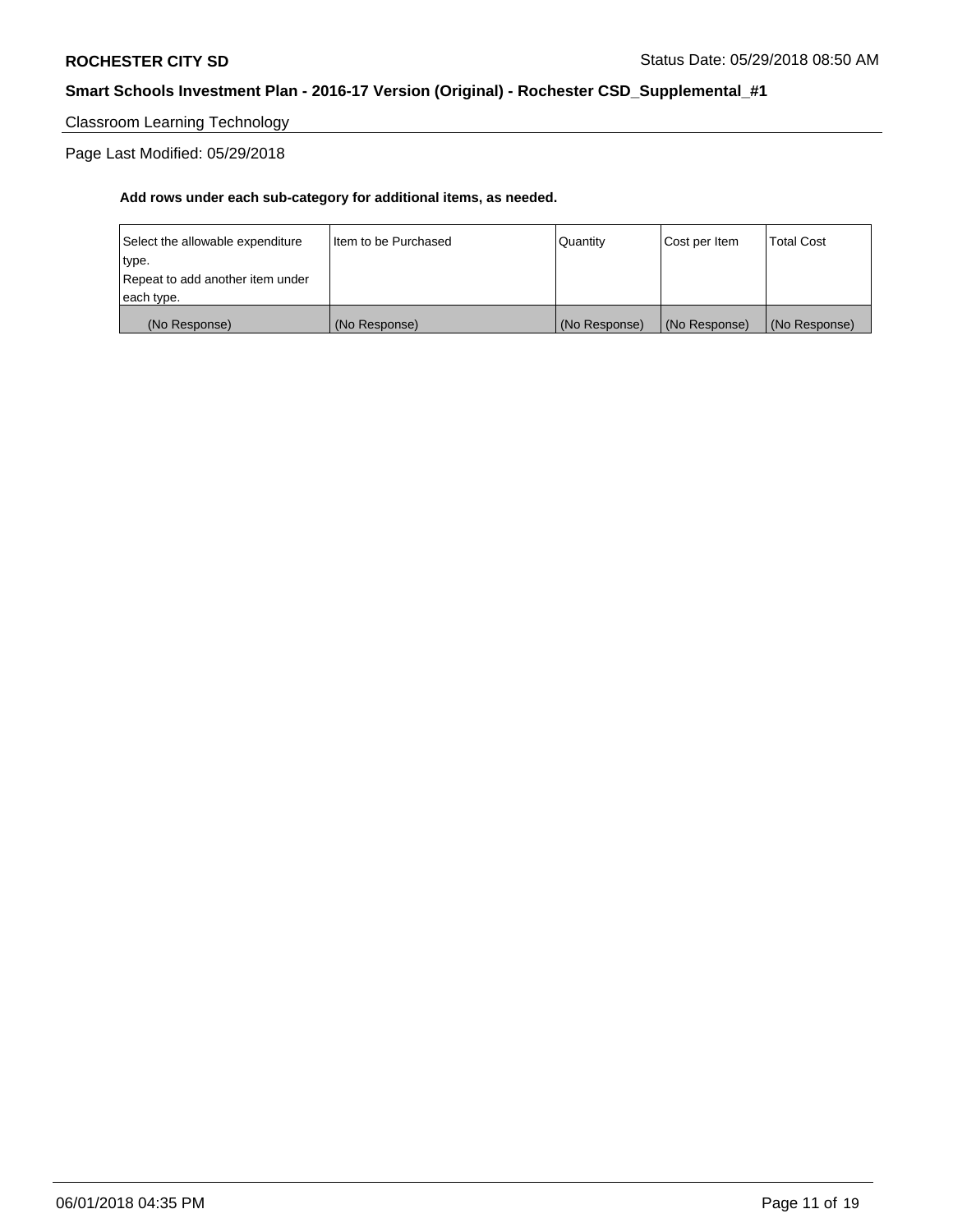Classroom Learning Technology

Page Last Modified: 05/29/2018

**Add rows under each sub-category for additional items, as needed.**

| Select the allowable expenditure type. Repeat to add another item under each type. | Item to be Purchased | Quantity | Cost per Item | Total Cost |
|---|---|---|---|---|
| (No Response) | (No Response) | (No Response) | (No Response) | (No Response) |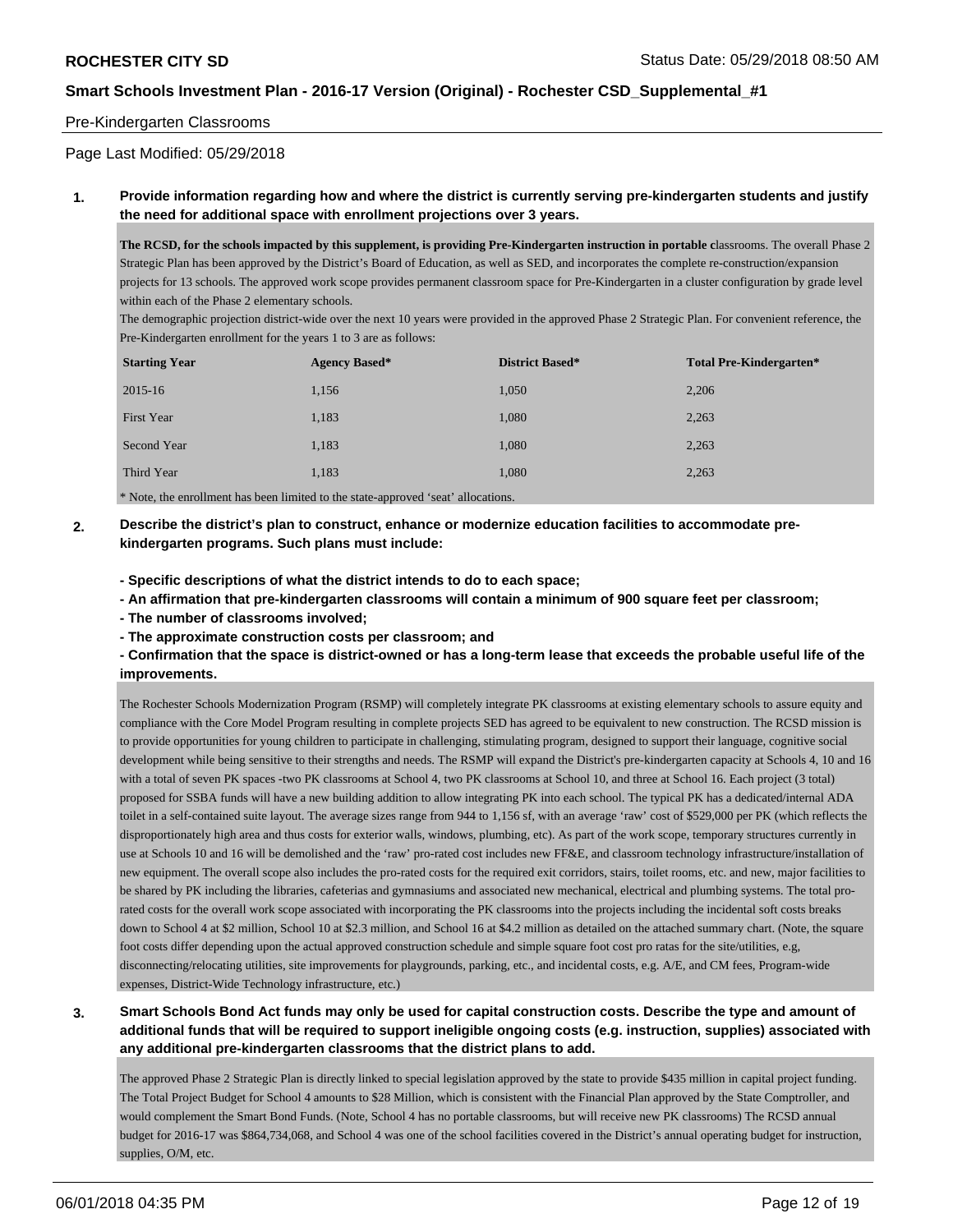Pre-Kindergarten Classrooms

Page Last Modified: 05/29/2018

**1. Provide information regarding how and where the district is currently serving pre-kindergarten students and justify the need for additional space with enrollment projections over 3 years.**

**The RCSD, for the schools impacted by this supplement, is providing Pre-Kindergarten instruction in portable c**lassrooms. The overall Phase 2 Strategic Plan has been approved by the District's Board of Education, as well as SED, and incorporates the complete re-construction/expansion projects for 13 schools. The approved work scope provides permanent classroom space for Pre-Kindergarten in a cluster configuration by grade level within each of the Phase 2 elementary schools.

The demographic projection district-wide over the next 10 years were provided in the approved Phase 2 Strategic Plan. For convenient reference, the Pre-Kindergarten enrollment for the years 1 to 3 are as follows:

| Starting Year | Agency Based* | District Based* | Total Pre-Kindergarten* |
|---|---|---|---|
| 2015-16 | 1,156 | 1,050 | 2,206 |
| First Year | 1,183 | 1,080 | 2,263 |
| Second Year | 1,183 | 1,080 | 2,263 |
| Third Year | 1,183 | 1,080 | 2,263 |

* Note, the enrollment has been limited to the state-approved 'seat' allocations.

**2. Describe the district's plan to construct, enhance or modernize education facilities to accommodate pre-kindergarten programs. Such plans must include:**

**- Specific descriptions of what the district intends to do to each space;**

**- An affirmation that pre-kindergarten classrooms will contain a minimum of 900 square feet per classroom;**

**- The number of classrooms involved;**

**- The approximate construction costs per classroom; and**

**- Confirmation that the space is district-owned or has a long-term lease that exceeds the probable useful life of the improvements.**

The Rochester Schools Modernization Program (RSMP) will completely integrate PK classrooms at existing elementary schools to assure equity and compliance with the Core Model Program resulting in complete projects SED has agreed to be equivalent to new construction. The RCSD mission is to provide opportunities for young children to participate in challenging, stimulating program, designed to support their language, cognitive social development while being sensitive to their strengths and needs. The RSMP will expand the District's pre-kindergarten capacity at Schools 4, 10 and 16 with a total of seven PK spaces -two PK classrooms at School 4, two PK classrooms at School 10, and three at School 16. Each project (3 total) proposed for SSBA funds will have a new building addition to allow integrating PK into each school. The typical PK has a dedicated/internal ADA toilet in a self-contained suite layout. The average sizes range from 944 to 1,156 sf, with an average 'raw' cost of $529,000 per PK (which reflects the disproportionately high area and thus costs for exterior walls, windows, plumbing, etc). As part of the work scope, temporary structures currently in use at Schools 10 and 16 will be demolished and the 'raw' pro-rated cost includes new FF&E, and classroom technology infrastructure/installation of new equipment. The overall scope also includes the pro-rated costs for the required exit corridors, stairs, toilet rooms, etc. and new, major facilities to be shared by PK including the libraries, cafeterias and gymnasiums and associated new mechanical, electrical and plumbing systems. The total pro-rated costs for the overall work scope associated with incorporating the PK classrooms into the projects including the incidental soft costs breaks down to School 4 at $2 million, School 10 at $2.3 million, and School 16 at $4.2 million as detailed on the attached summary chart. (Note, the square foot costs differ depending upon the actual approved construction schedule and simple square foot cost pro ratas for the site/utilities, e.g, disconnecting/relocating utilities, site improvements for playgrounds, parking, etc., and incidental costs, e.g. A/E, and CM fees, Program-wide expenses, District-Wide Technology infrastructure, etc.)

**3. Smart Schools Bond Act funds may only be used for capital construction costs. Describe the type and amount of additional funds that will be required to support ineligible ongoing costs (e.g. instruction, supplies) associated with any additional pre-kindergarten classrooms that the district plans to add.**

The approved Phase 2 Strategic Plan is directly linked to special legislation approved by the state to provide $435 million in capital project funding. The Total Project Budget for School 4 amounts to $28 Million, which is consistent with the Financial Plan approved by the State Comptroller, and would complement the Smart Bond Funds. (Note, School 4 has no portable classrooms, but will receive new PK classrooms) The RCSD annual budget for 2016-17 was $864,734,068, and School 4 was one of the school facilities covered in the District's annual operating budget for instruction, supplies, O/M, etc.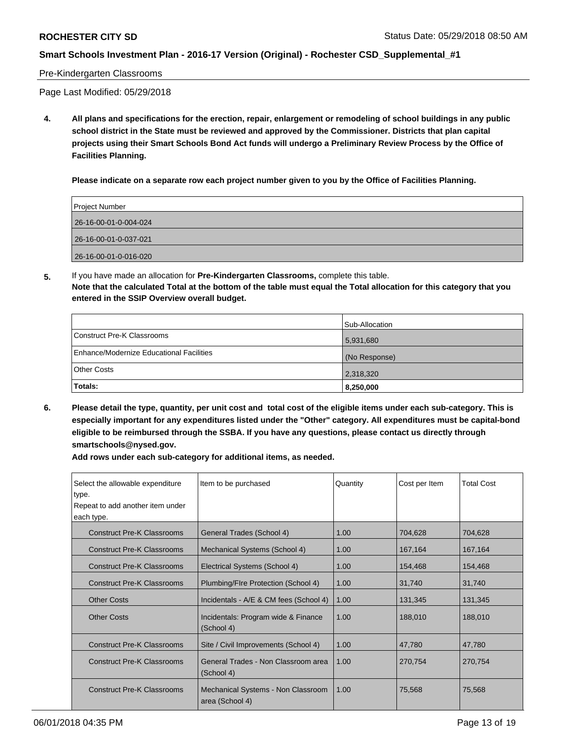Pre-Kindergarten Classrooms

Page Last Modified: 05/29/2018

**4. All plans and specifications for the erection, repair, enlargement or remodeling of school buildings in any public school district in the State must be reviewed and approved by the Commissioner. Districts that plan capital projects using their Smart Schools Bond Act funds will undergo a Preliminary Review Process by the Office of Facilities Planning.**

**Please indicate on a separate row each project number given to you by the Office of Facilities Planning.**

| Project Number |
|---|
| 26-16-00-01-0-004-024 |
| 26-16-00-01-0-037-021 |
| 26-16-00-01-0-016-020 |

**5.** If you have made an allocation for **Pre-Kindergarten Classrooms,** complete this table.
**Note that the calculated Total at the bottom of the table must equal the Total allocation for this category that you entered in the SSIP Overview overall budget.**

| | Sub-Allocation |
|---|---|
| Construct Pre-K Classrooms | 5,931,680 |
| Enhance/Modernize Educational Facilities | (No Response) |
| Other Costs | 2,318,320 |
| **Totals:** | **8,250,000** |

**6. Please detail the type, quantity, per unit cost and total cost of the eligible items under each sub-category. This is especially important for any expenditures listed under the "Other" category. All expenditures must be capital-bond eligible to be reimbursed through the SSBA. If you have any questions, please contact us directly through smartschools@nysed.gov.**
**Add rows under each sub-category for additional items, as needed.**

| Select the allowable expenditure type. Repeat to add another item under each type. | Item to be purchased | Quantity | Cost per Item | Total Cost |
|---|---|---|---|---|
| Construct Pre-K Classrooms | General Trades (School 4) | 1.00 | 704,628 | 704,628 |
| Construct Pre-K Classrooms | Mechanical Systems (School 4) | 1.00 | 167,164 | 167,164 |
| Construct Pre-K Classrooms | Electrical Systems (School 4) | 1.00 | 154,468 | 154,468 |
| Construct Pre-K Classrooms | Plumbing/FIre Protection (School 4) | 1.00 | 31,740 | 31,740 |
| Other Costs | Incidentals - A/E & CM fees (School 4) | 1.00 | 131,345 | 131,345 |
| Other Costs | Incidentals: Program wide & Finance (School 4) | 1.00 | 188,010 | 188,010 |
| Construct Pre-K Classrooms | Site / Civil Improvements (School 4) | 1.00 | 47,780 | 47,780 |
| Construct Pre-K Classrooms | General Trades - Non Classroom area (School 4) | 1.00 | 270,754 | 270,754 |
| Construct Pre-K Classrooms | Mechanical Systems - Non Classroom area (School 4) | 1.00 | 75,568 | 75,568 |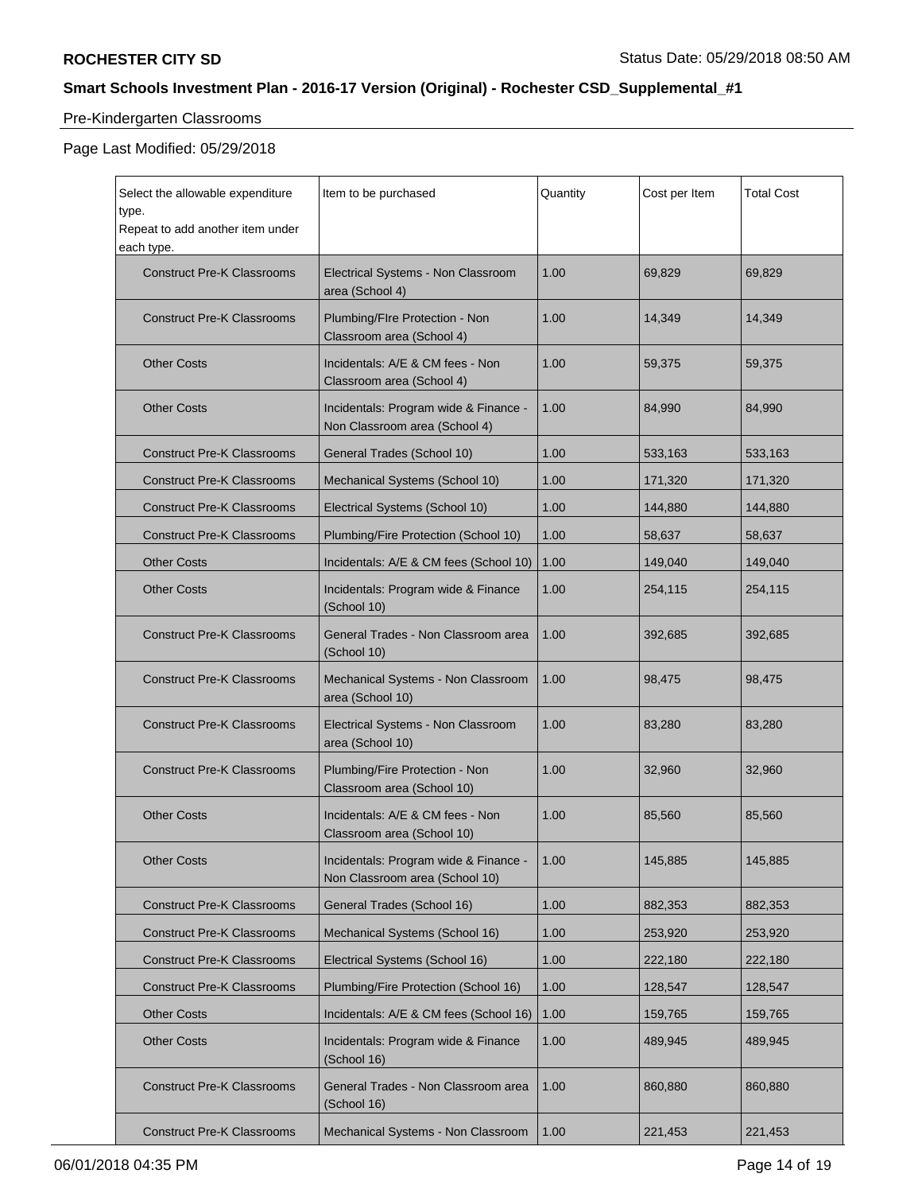Pre-Kindergarten Classrooms

Page Last Modified: 05/29/2018

| Select the allowable expenditure type. Repeat to add another item under each type. | Item to be purchased | Quantity | Cost per Item | Total Cost |
|---|---|---|---|---|
| Construct Pre-K Classrooms | Electrical Systems - Non Classroom area (School 4) | 1.00 | 69,829 | 69,829 |
| Construct Pre-K Classrooms | Plumbing/FIre Protection - Non Classroom area (School 4) | 1.00 | 14,349 | 14,349 |
| Other Costs | Incidentals: A/E & CM fees - Non Classroom area (School 4) | 1.00 | 59,375 | 59,375 |
| Other Costs | Incidentals: Program wide & Finance - Non Classroom area (School 4) | 1.00 | 84,990 | 84,990 |
| Construct Pre-K Classrooms | General Trades (School 10) | 1.00 | 533,163 | 533,163 |
| Construct Pre-K Classrooms | Mechanical Systems (School 10) | 1.00 | 171,320 | 171,320 |
| Construct Pre-K Classrooms | Electrical Systems (School 10) | 1.00 | 144,880 | 144,880 |
| Construct Pre-K Classrooms | Plumbing/Fire Protection (School 10) | 1.00 | 58,637 | 58,637 |
| Other Costs | Incidentals: A/E & CM fees (School 10) | 1.00 | 149,040 | 149,040 |
| Other Costs | Incidentals: Program wide & Finance (School 10) | 1.00 | 254,115 | 254,115 |
| Construct Pre-K Classrooms | General Trades - Non Classroom area (School 10) | 1.00 | 392,685 | 392,685 |
| Construct Pre-K Classrooms | Mechanical Systems - Non Classroom area (School 10) | 1.00 | 98,475 | 98,475 |
| Construct Pre-K Classrooms | Electrical Systems - Non Classroom area (School 10) | 1.00 | 83,280 | 83,280 |
| Construct Pre-K Classrooms | Plumbing/Fire Protection - Non Classroom area (School 10) | 1.00 | 32,960 | 32,960 |
| Other Costs | Incidentals: A/E & CM fees - Non Classroom area (School 10) | 1.00 | 85,560 | 85,560 |
| Other Costs | Incidentals: Program wide & Finance - Non Classroom area (School 10) | 1.00 | 145,885 | 145,885 |
| Construct Pre-K Classrooms | General Trades (School 16) | 1.00 | 882,353 | 882,353 |
| Construct Pre-K Classrooms | Mechanical Systems (School 16) | 1.00 | 253,920 | 253,920 |
| Construct Pre-K Classrooms | Electrical Systems (School 16) | 1.00 | 222,180 | 222,180 |
| Construct Pre-K Classrooms | Plumbing/Fire Protection (School 16) | 1.00 | 128,547 | 128,547 |
| Other Costs | Incidentals: A/E & CM fees (School 16) | 1.00 | 159,765 | 159,765 |
| Other Costs | Incidentals: Program wide & Finance (School 16) | 1.00 | 489,945 | 489,945 |
| Construct Pre-K Classrooms | General Trades - Non Classroom area (School 16) | 1.00 | 860,880 | 860,880 |
| Construct Pre-K Classrooms | Mechanical Systems - Non Classroom | 1.00 | 221,453 | 221,453 |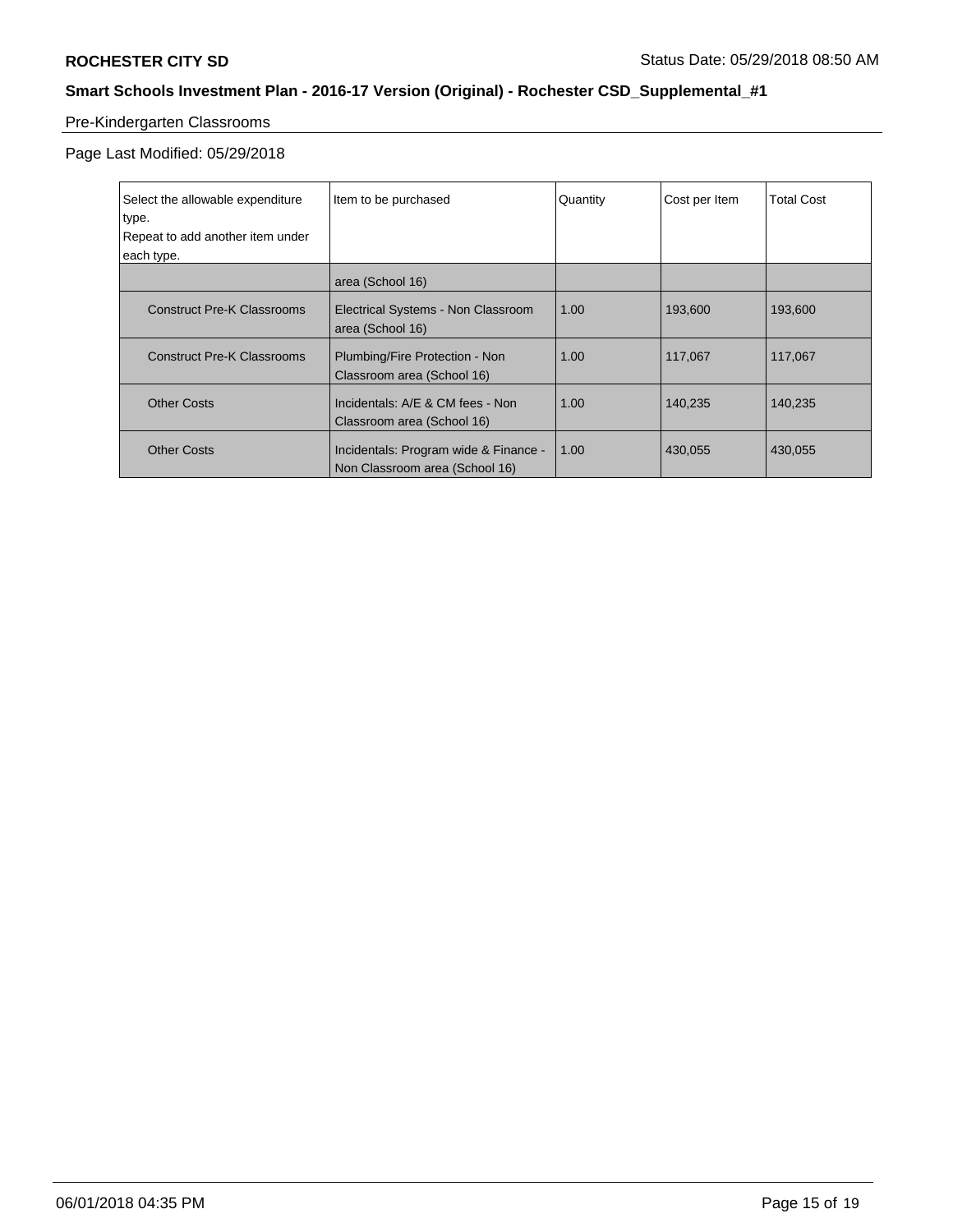Pre-Kindergarten Classrooms

Page Last Modified: 05/29/2018

| Select the allowable expenditure type. Repeat to add another item under each type. | Item to be purchased | Quantity | Cost per Item | Total Cost |
|---|---|---|---|---|
| | area (School 16) | | | |
| Construct Pre-K Classrooms | Electrical Systems - Non Classroom area (School 16) | 1.00 | 193,600 | 193,600 |
| Construct Pre-K Classrooms | Plumbing/Fire Protection - Non Classroom area (School 16) | 1.00 | 117,067 | 117,067 |
| Other Costs | Incidentals: A/E & CM fees - Non Classroom area (School 16) | 1.00 | 140,235 | 140,235 |
| Other Costs | Incidentals: Program wide & Finance - Non Classroom area (School 16) | 1.00 | 430,055 | 430,055 |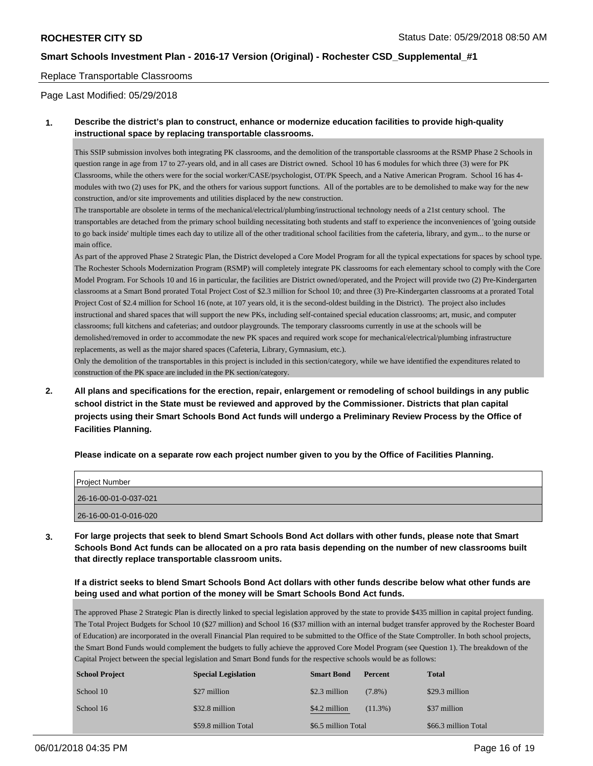**ROCHESTER CITY SD**

**Smart Schools Investment Plan - 2016-17 Version (Original) - Rochester CSD_Supplemental_#1**

Replace Transportable Classrooms

Page Last Modified: 05/29/2018

**1. Describe the district's plan to construct, enhance or modernize education facilities to provide high-quality instructional space by replacing transportable classrooms.**

This SSIP submission involves both integrating PK classrooms, and the demolition of the transportable classrooms at the RSMP Phase 2 Schools in question range in age from 17 to 27-years old, and in all cases are District owned. School 10 has 6 modules for which three (3) were for PK Classrooms, while the others were for the social worker/CASE/psychologist, OT/PK Speech, and a Native American Program. School 16 has 4-modules with two (2) uses for PK, and the others for various support functions. All of the portables are to be demolished to make way for the new construction, and/or site improvements and utilities displaced by the new construction.

The transportable are obsolete in terms of the mechanical/electrical/plumbing/instructional technology needs of a 21st century school. The transportables are detached from the primary school building necessitating both students and staff to experience the inconveniences of 'going outside to go back inside' multiple times each day to utilize all of the other traditional school facilities from the cafeteria, library, and gym... to the nurse or main office.

As part of the approved Phase 2 Strategic Plan, the District developed a Core Model Program for all the typical expectations for spaces by school type. The Rochester Schools Modernization Program (RSMP) will completely integrate PK classrooms for each elementary school to comply with the Core Model Program. For Schools 10 and 16 in particular, the facilities are District owned/operated, and the Project will provide two (2) Pre-Kindergarten classrooms at a Smart Bond prorated Total Project Cost of $2.3 million for School 10; and three (3) Pre-Kindergarten classrooms at a prorated Total Project Cost of $2.4 million for School 16 (note, at 107 years old, it is the second-oldest building in the District). The project also includes instructional and shared spaces that will support the new PKs, including self-contained special education classrooms; art, music, and computer classrooms; full kitchens and cafeterias; and outdoor playgrounds. The temporary classrooms currently in use at the schools will be demolished/removed in order to accommodate the new PK spaces and required work scope for mechanical/electrical/plumbing infrastructure replacements, as well as the major shared spaces (Cafeteria, Library, Gymnasium, etc.).

Only the demolition of the transportables in this project is included in this section/category, while we have identified the expenditures related to construction of the PK space are included in the PK section/category.

**2. All plans and specifications for the erection, repair, enlargement or remodeling of school buildings in any public school district in the State must be reviewed and approved by the Commissioner. Districts that plan capital projects using their Smart Schools Bond Act funds will undergo a Preliminary Review Process by the Office of Facilities Planning.**

**Please indicate on a separate row each project number given to you by the Office of Facilities Planning.**

| Project Number |
|---|
| 26-16-00-01-0-037-021 |
| 26-16-00-01-0-016-020 |

**3. For large projects that seek to blend Smart Schools Bond Act dollars with other funds, please note that Smart Schools Bond Act funds can be allocated on a pro rata basis depending on the number of new classrooms built that directly replace transportable classroom units.**

**If a district seeks to blend Smart Schools Bond Act dollars with other funds describe below what other funds are being used and what portion of the money will be Smart Schools Bond Act funds.**

The approved Phase 2 Strategic Plan is directly linked to special legislation approved by the state to provide $435 million in capital project funding. The Total Project Budgets for School 10 ($27 million) and School 16 ($37 million with an internal budget transfer approved by the Rochester Board of Education) are incorporated in the overall Financial Plan required to be submitted to the Office of the State Comptroller. In both school projects, the Smart Bond Funds would complement the budgets to fully achieve the approved Core Model Program (see Question 1). The breakdown of the Capital Project between the special legislation and Smart Bond funds for the respective schools would be as follows:

| School Project | Special Legislation | Smart Bond | Percent | Total |
|---|---|---|---|---|
| School 10 | $27 million | $2.3 million | (7.8%) | $29.3 million |
| School 16 | $32.8 million | $4.2 million | (11.3%) | $37 million |
| | $59.8 million Total | $6.5 million Total | | $66.3 million Total |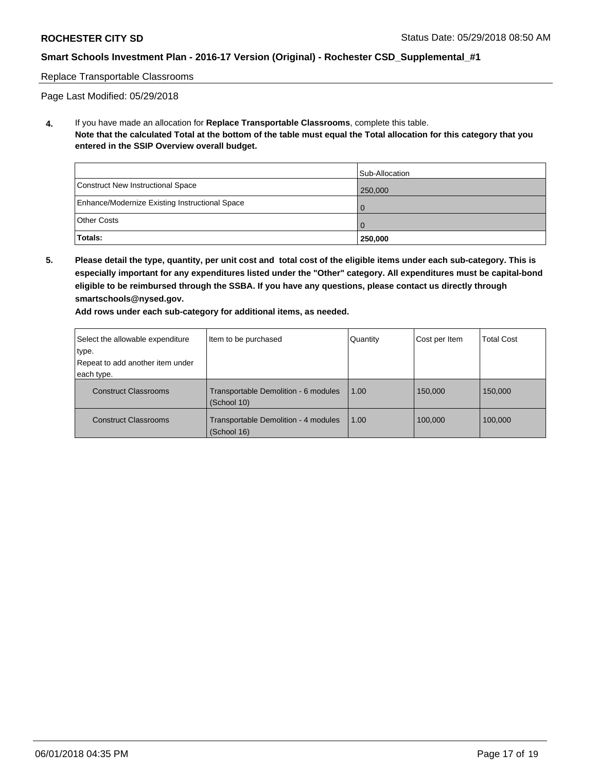Replace Transportable Classrooms

Page Last Modified: 05/29/2018

**4.** If you have made an allocation for **Replace Transportable Classrooms**, complete this table.
**Note that the calculated Total at the bottom of the table must equal the Total allocation for this category that you entered in the SSIP Overview overall budget.**

| | Sub-Allocation |
|---|---|
| Construct New Instructional Space | 250,000 |
| Enhance/Modernize Existing Instructional Space | 0 |
| Other Costs | 0 |
| **Totals:** | **250,000** |

**5. Please detail the type, quantity, per unit cost and total cost of the eligible items under each sub-category. This is especially important for any expenditures listed under the "Other" category. All expenditures must be capital-bond eligible to be reimbursed through the SSBA. If you have any questions, please contact us directly through smartschools@nysed.gov.**

**Add rows under each sub-category for additional items, as needed.**

| Select the allowable expenditure type. Repeat to add another item under each type. | Item to be purchased | Quantity | Cost per Item | Total Cost |
|---|---|---|---|---|
| Construct Classrooms | Transportable Demolition - 6 modules (School 10) | 1.00 | 150,000 | 150,000 |
| Construct Classrooms | Transportable Demolition - 4 modules (School 16) | 1.00 | 100,000 | 100,000 |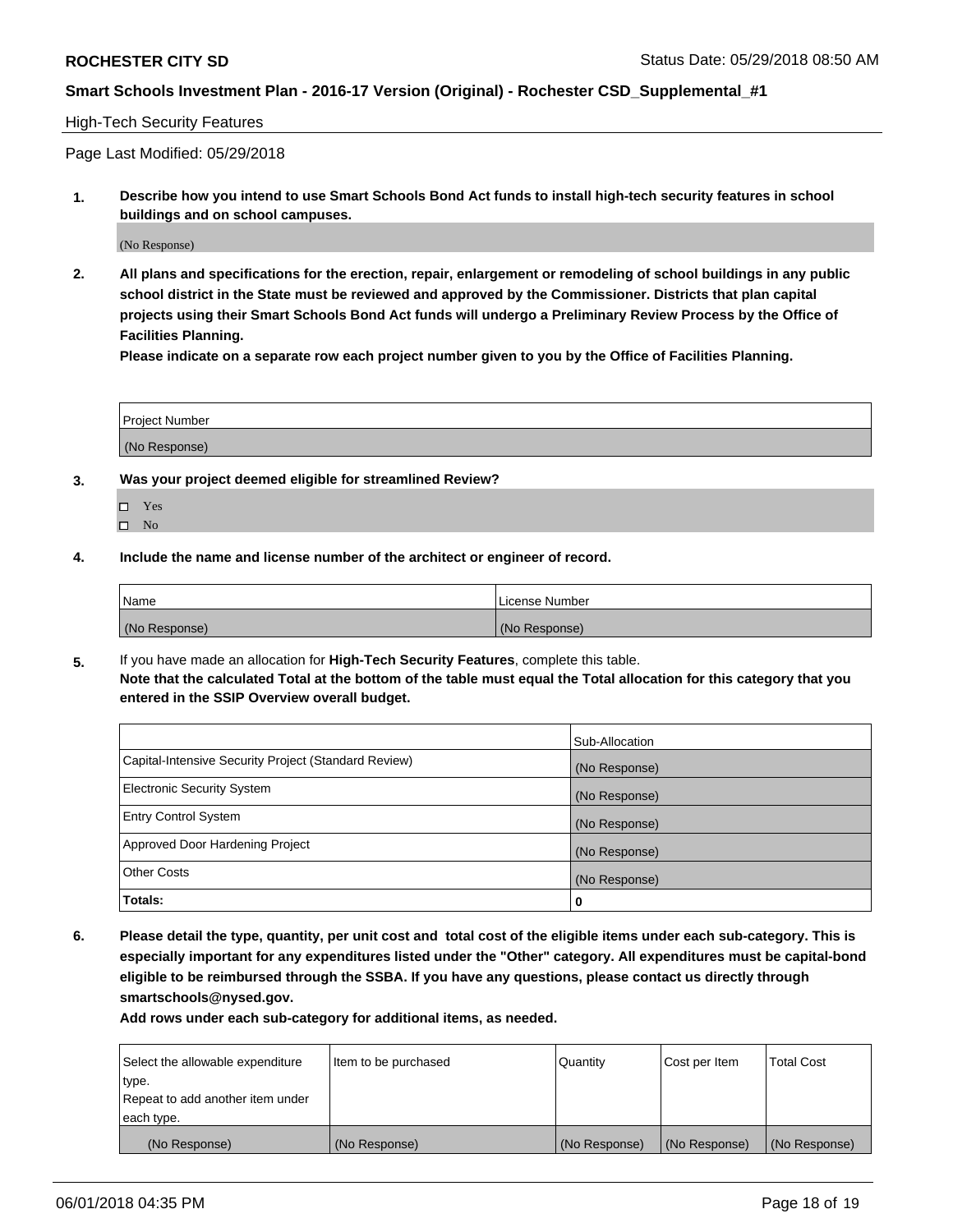ROCHESTER CITY SD

Status Date: 05/29/2018 08:50 AM

**Smart Schools Investment Plan - 2016-17 Version (Original) - Rochester CSD_Supplemental_#1**

High-Tech Security Features

Page Last Modified: 05/29/2018

**1. Describe how you intend to use Smart Schools Bond Act funds to install high-tech security features in school buildings and on school campuses.**

(No Response)

**2. All plans and specifications for the erection, repair, enlargement or remodeling of school buildings in any public school district in the State must be reviewed and approved by the Commissioner. Districts that plan capital projects using their Smart Schools Bond Act funds will undergo a Preliminary Review Process by the Office of Facilities Planning.**

**Please indicate on a separate row each project number given to you by the Office of Facilities Planning.**

| Project Number |
| --- |
| (No Response) |

**3. Was your project deemed eligible for streamlined Review?**

- ☐ Yes
- ☐ No

**4. Include the name and license number of the architect or engineer of record.**

| Name | License Number |
| --- | --- |
| (No Response) | (No Response) |

**5.** If you have made an allocation for **High-Tech Security Features**, complete this table.
**Note that the calculated Total at the bottom of the table must equal the Total allocation for this category that you entered in the SSIP Overview overall budget.**

| | Sub-Allocation |
| --- | --- |
| Capital-Intensive Security Project (Standard Review) | (No Response) |
| Electronic Security System | (No Response) |
| Entry Control System | (No Response) |
| Approved Door Hardening Project | (No Response) |
| Other Costs | (No Response) |
| **Totals:** | **0** |

**6. Please detail the type, quantity, per unit cost and total cost of the eligible items under each sub-category. This is especially important for any expenditures listed under the "Other" category. All expenditures must be capital-bond eligible to be reimbursed through the SSBA. If you have any questions, please contact us directly through smartschools@nysed.gov.**

**Add rows under each sub-category for additional items, as needed.**

| Select the allowable expenditure type. Repeat to add another item under each type. | Item to be purchased | Quantity | Cost per Item | Total Cost |
| --- | --- | --- | --- | --- |
| (No Response) | (No Response) | (No Response) | (No Response) | (No Response) |

06/01/2018 04:35 PM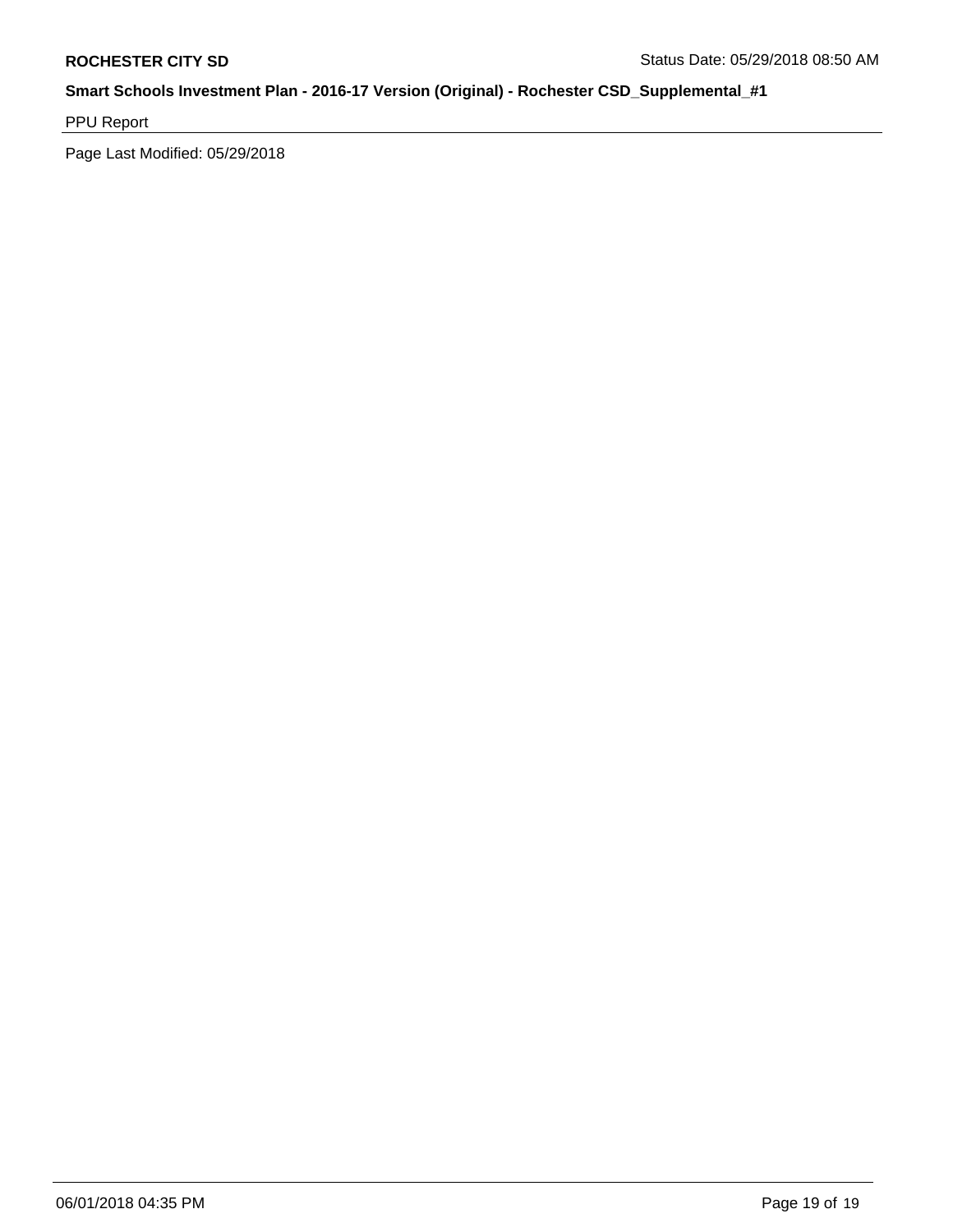PPU Report

Page Last Modified: 05/29/2018